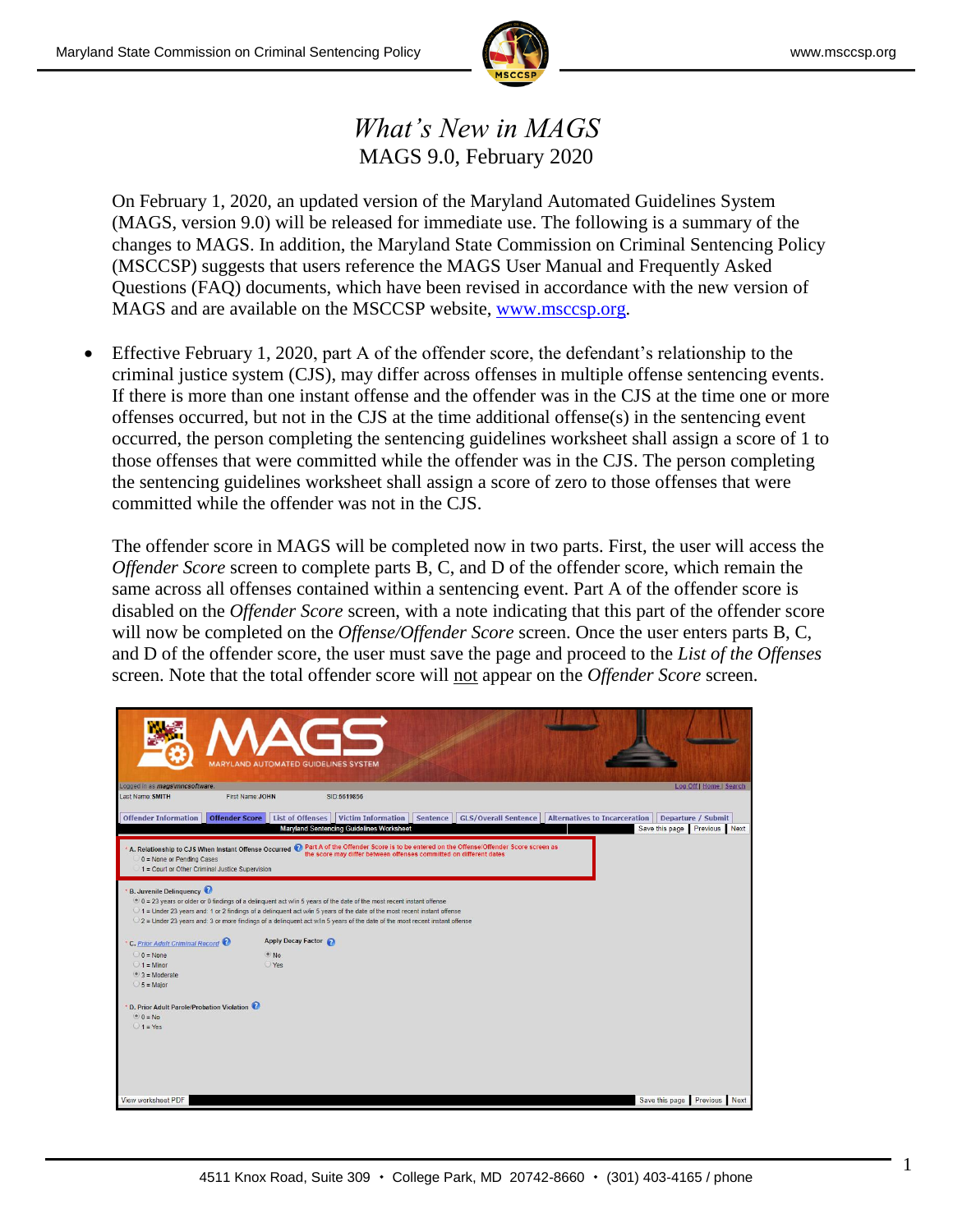# *What's New in MAGS*

MAGS 9.0, February 2020

On February 1, 2020, an updated version of the Maryland Automated Guidelines System (MAGS, version 9.0) will be released for immediate use. The following is a summary of the changes to MAGS. In addition, the Maryland State Commission on Criminal Sentencing Policy (MSCCSP) suggests that users reference the MAGS User Manual and Frequently Asked Questions (FAQ) documents, which have been revised in accordance with the new version of MAGS and are available on the MSCCSP website, [www.msccsp.org](http://www.msccsp.org).

- Effective February 1, 2020, part A of the offender score, the defendant's relationship to the criminal justice system (CJS), may differ across offenses in multiple offense sentencing events. If there is more than one instant offense and the offender was in the CJS at the time one or more offenses occurred, but not in the CJS at the time additional offense(s) in the sentencing event occurred, the person completing the sentencing guidelines worksheet shall assign a score of 1 to those offenses that were committed while the offender was in the CJS. The person completing the sentencing guidelines worksheet shall assign a score of zero to those offenses that were committed while the offender was not in the CJS.

  The offender score in MAGS will be completed now in two parts. First, the user will access the *Offender Score* screen to complete parts B, C, and D of the offender score, which remain the same across all offenses contained within a sentencing event. Part A of the offender score is disabled on the *Offender Score* screen, with a note indicating that this part of the offender score will now be completed on the *Offense/Offender Score* screen. Once the user enters parts B, C, and D of the offender score, the user must save the page and proceed to the *List of the Offenses* screen. Note that the total offender score will <u>not</u> appear on the *Offender Score* screen.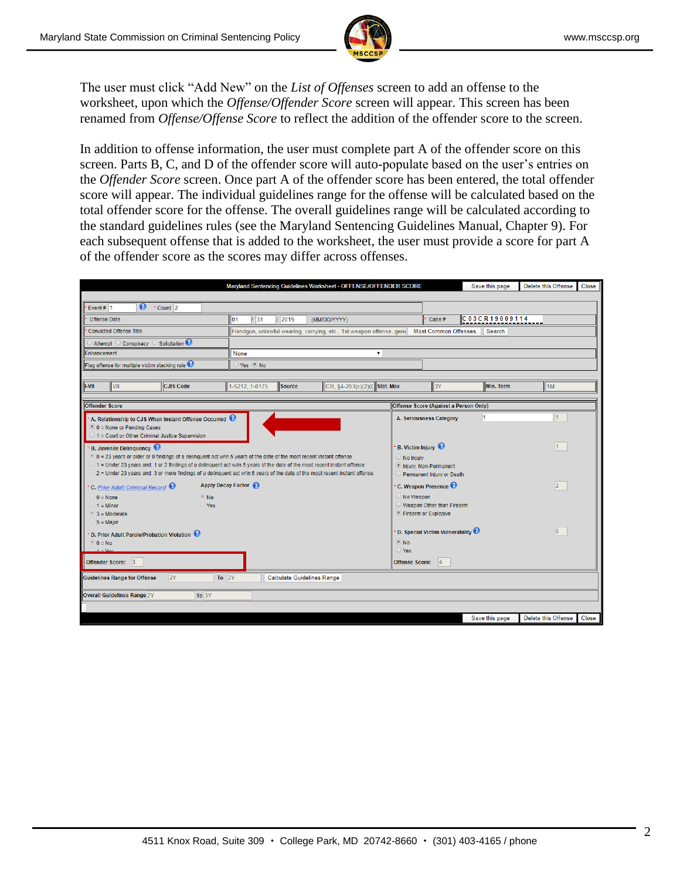The user must click “Add New” on the *List of Offenses* screen to add an offense to the worksheet, upon which the *Offense/Offender Score* screen will appear. This screen has been renamed from *Offense/Offense Score* to reflect the addition of the offender score to the screen.

In addition to offense information, the user must complete part A of the offender score on this screen. Parts B, C, and D of the offender score will auto-populate based on the user’s entries on the *Offender Score* screen. Once part A of the offender score has been entered, the total offender score will appear. The individual guidelines range for the offense will be calculated based on the total offender score for the offense. The overall guidelines range will be calculated according to the standard guidelines rules (see the Maryland Sentencing Guidelines Manual, Chapter 9). For each subsequent offense that is added to the worksheet, the user must provide a score for part A of the offender score as the scores may differ across offenses.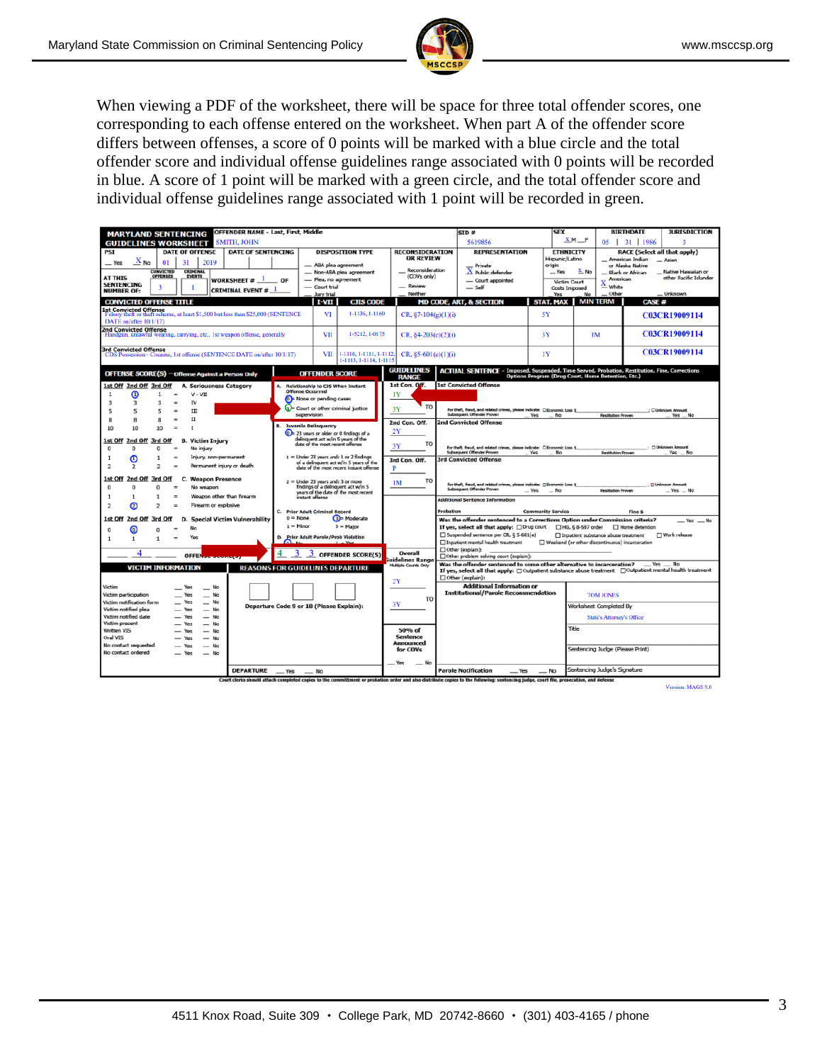When viewing a PDF of the worksheet, there will be space for three total offender scores, one corresponding to each offense entered on the worksheet. When part A of the offender score differs between offenses, a score of 0 points will be marked with a blue circle and the total offender score and individual offense guidelines range associated with 0 points will be recorded in blue. A score of 1 point will be marked with a green circle, and the total offender score and individual offense guidelines range associated with 1 point will be recorded in green.

**MARYLAND SENTENCING GUIDELINES WORKSHEET**

| OFFENDER NAME - Last, First, Middle | SID # | SEX | BIRTHDATE | JURISDICTION |
|---|---|---|---|---|
| SMITH, JOHN | 5619856 | X M __ F | 05 \| 31 \| 1986 | 3 |

| PSI | DATE OF OFFENSE | DATE OF SENTENCING | DISPOSITION TYPE | RECONSIDERATION OR REVIEW | REPRESENTATION | ETHNICITY | RACE |
|---|---|---|---|---|---|---|---|
| __ Yes X No | 01 \| 31 \| 2019 | | | | X Public defender | Hispanic/Latino origin: __ Yes X No | X White |

AT THIS SENTENCING NUMBER OF: CONVICTED OFFENSES 3, CRIMINAL EVENTS 1. WORKSHEET # 1 OF __. CRIMINAL EVENT # 1.

| CONVICTED OFFENSE TITLE | I-VII | CJIS CODE | MD CODE, ART, & SECTION | STAT. MAX | MIN TERM | CASE # |
|---|---|---|---|---|---|---|
| 1st Convicted Offense: Felony theft or theft scheme, at least $1,500 but less than $25,000 (SENTENCE DATE on/after 10/1/17) | VI | 1-1136, 1-1160 | CR, §7-104(g)(1)(i) | 5Y | | C03CR19009114 |
| 2nd Convicted Offense: Handgun, unlawful wearing, carrying, etc., 1st weapon offense, generally | VII | 1-5212, 1-0175 | CR, §4-203(c)(2)(i) | 3Y | 1M | C03CR19009114 |
| 3rd Convicted Offense: CDS Possession - Cocaine, 1st offense (SENTENCE DATE on/after 10/1/17) | VII | 1-1116, 1-1111, 1-1112, 1-1113, 1-1114, 1-1115 | CR, §5-601(c)(1)(i) | 1Y | | C03CR19009114 |

**OFFENSE SCORE(S) – Offense Against a Person Only**

A. Seriousness Category (1st Off / 2nd Off / 3rd Off): 1 = V–VII (circled 1 for 2nd Off); 3 = IV; 5 = III; 8 = II; 10 = I

B. Victim Injury: 0 = No injury; 1 = Injury, non-permanent (circled 1 for 2nd Off); 2 = Permanent injury or death

C. Weapon Presence: 0 = No weapon; 1 = Weapon other than firearm; 2 = Firearm or explosive (circled 2 for 2nd Off)

D. Special Victim Vulnerability: 0 = No (circled 0 for 2nd Off); 1 = Yes

OFFENSE SCORE(S): 4

**OFFENDER SCORE**

A. Relationship to CJS When Instant Offense Occurred: 0 = None or pending cases (circled in blue); 1 = Court or other criminal justice supervision (circled in green)

B. Juvenile Delinquency: 0 = 23 years or older or 0 findings of a delinquent act w/in 5 years of the date of the most recent offense (circled); 1 = Under 23 years and: 1 or 2 findings of a delinquent act w/in 5 years of the date of the most recent instant offense; 2 = Under 23 years and: 3 or more findings of a delinquent act w/in 5 years of the date of the most recent instant offense

C. Prior Adult Criminal Record: 0 = None; 1 = Minor; 3 = Moderate (circled); 5 = Major

D. Prior Adult Parole/Prob Violation: 0 = No (circled); 1 = Yes

OFFENDER SCORE(S): 4, 3, 3

**GUIDELINES RANGE**

| | Range |
|---|---|
| 1st Con. Off. | 1Y (blue) / 3Y TO (green) |
| 2nd Con. Off. | 2Y / 3Y TO |
| 3rd Con. Off. | P / 1M TO |
| Overall Guidelines Range (Multiple Counts Only) | 2Y TO 3Y |

**ACTUAL SENTENCE** – Imposed, Suspended, Time Served, Probation, Restitution, Fine, Corrections Options Program (Drug Court, Home Detention, Etc.)

Worksheet Completed By: TOM JONES

Title: State's Attorney's Office

Court clerks should attach completed copies to the commitment or probation order and also distribute copies to the following: sentencing judge, court file, prosecution, and defense

Version MAGS 9.0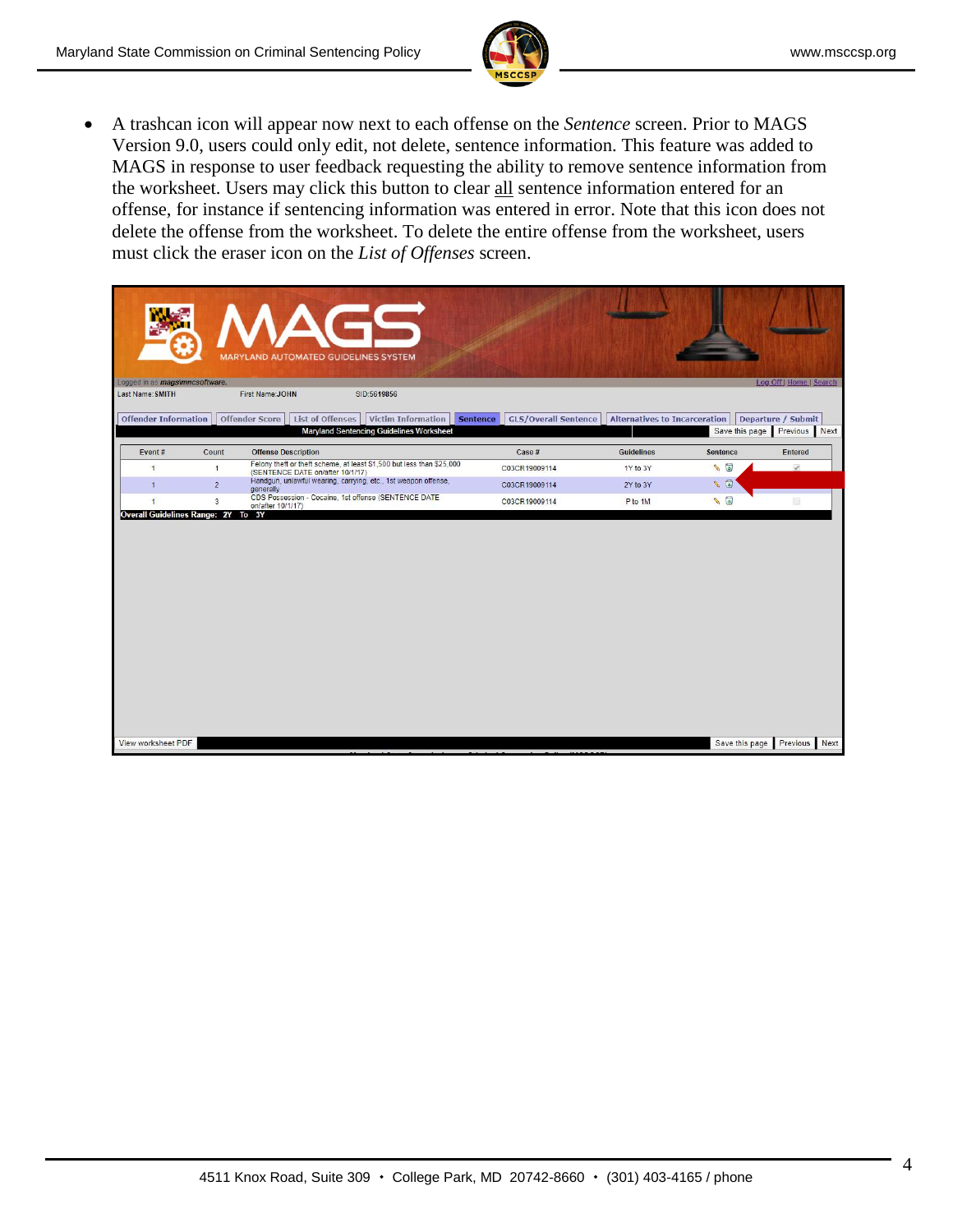- A trashcan icon will appear now next to each offense on the *Sentence* screen. Prior to MAGS Version 9.0, users could only edit, not delete, sentence information. This feature was added to MAGS in response to user feedback requesting the ability to remove sentence information from the worksheet. Users may click this button to clear all sentence information entered for an offense, for instance if sentencing information was entered in error. Note that this icon does not delete the offense from the worksheet. To delete the entire offense from the worksheet, users must click the eraser icon on the *List of Offenses* screen.